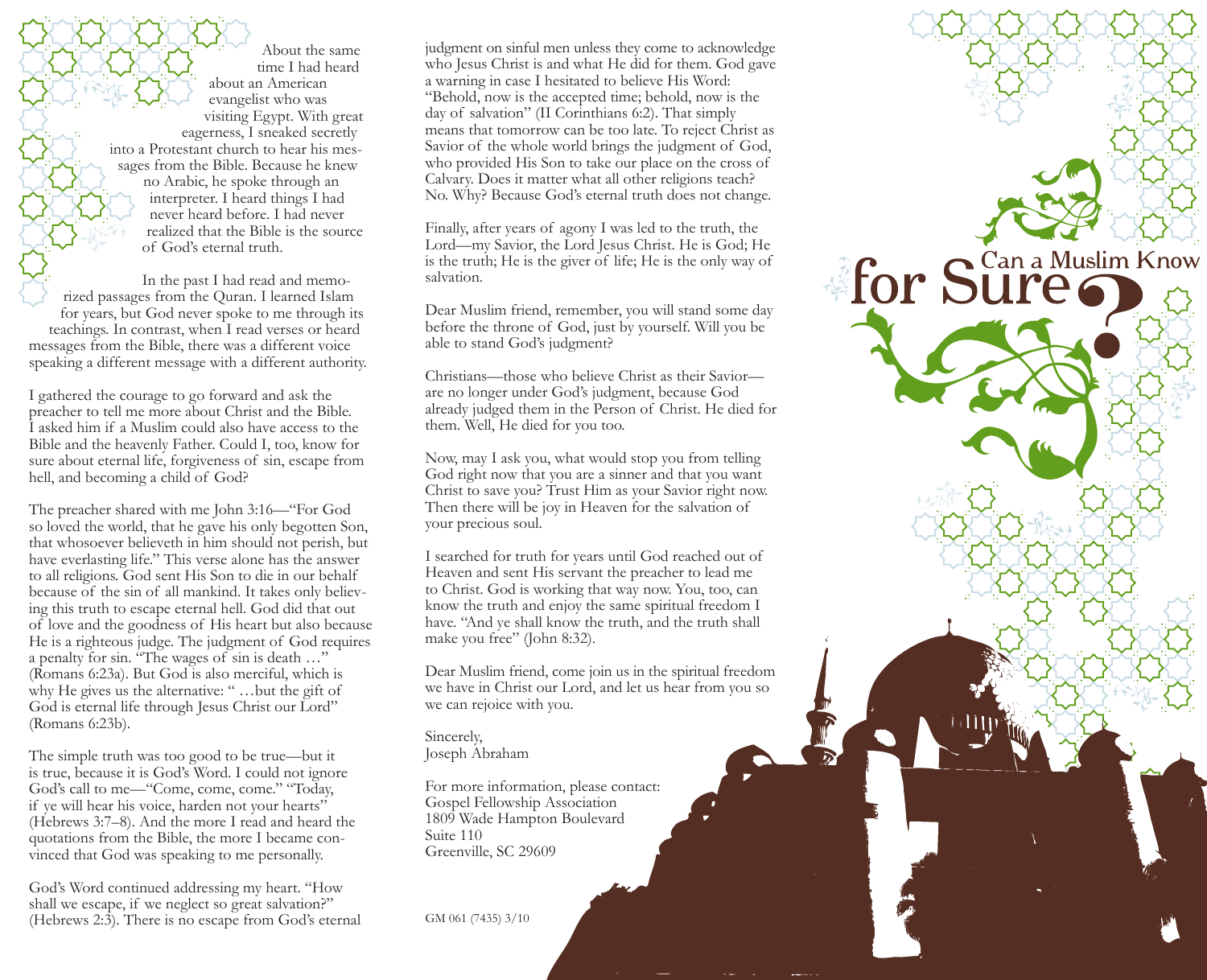# Can a Muslim Know for Sure?

About the same time I had heard about an American evangelist who was visiting Egypt. With great eagerness, I sneaked secretly into a Protestant church to hear his messages from the Bible. Because he knew no Arabic, he spoke through an interpreter. I heard things I had never heard before. I had never realized that the Bible is the source of God's eternal truth.

In the past I had read and memorized passages from the Quran. I learned Islam for years, but God never spoke to me through its teachings. In contrast, when I read verses or heard messages from the Bible, there was a different voice speaking a different message with a different authority.

I gathered the courage to go forward and ask the preacher to tell me more about Christ and the Bible. I asked him if a Muslim could also have access to the Bible and the heavenly Father. Could I, too, know for sure about eternal life, forgiveness of sin, escape from hell, and becoming a child of God?

The preacher shared with me John 3:16—"For God so loved the world, that he gave his only begotten Son, that whosoever believeth in him should not perish, but have everlasting life." This verse alone has the answer to all religions. God sent His Son to die in our behalf because of the sin of all mankind. It takes only believing this truth to escape eternal hell. God did that out of love and the goodness of His heart but also because He is a righteous judge. The judgment of God requires a penalty for sin. "The wages of sin is death …" (Romans 6:23a). But God is also merciful, which is why He gives us the alternative: " …but the gift of God is eternal life through Jesus Christ our Lord" (Romans 6:23b).

The simple truth was too good to be true—but it is true, because it is God's Word. I could not ignore God's call to me—"Come, come, come." "Today, if ye will hear his voice, harden not your hearts" (Hebrews 3:7–8). And the more I read and heard the quotations from the Bible, the more I became convinced that God was speaking to me personally.

God's Word continued addressing my heart. "How shall we escape, if we neglect so great salvation?" (Hebrews 2:3). There is no escape from God's eternal judgment on sinful men unless they come to acknowledge who Jesus Christ is and what He did for them. God gave a warning in case I hesitated to believe His Word: "Behold, now is the accepted time; behold, now is the day of salvation" (II Corinthians 6:2). That simply means that tomorrow can be too late. To reject Christ as Savior of the whole world brings the judgment of God, who provided His Son to take our place on the cross of Calvary. Does it matter what all other religions teach? No. Why? Because God's eternal truth does not change.

Finally, after years of agony I was led to the truth, the Lord—my Savior, the Lord Jesus Christ. He is God; He is the truth; He is the giver of life; He is the only way of salvation.

Dear Muslim friend, remember, you will stand some day before the throne of God, just by yourself. Will you be able to stand God's judgment?

Christians—those who believe Christ as their Savior—are no longer under God's judgment, because God already judged them in the Person of Christ. He died for them. Well, He died for you too.

Now, may I ask you, what would stop you from telling God right now that you are a sinner and that you want Christ to save you? Trust Him as your Savior right now. Then there will be joy in Heaven for the salvation of your precious soul.

I searched for truth for years until God reached out of Heaven and sent His servant the preacher to lead me to Christ. God is working that way now. You, too, can know the truth and enjoy the same spiritual freedom I have. "And ye shall know the truth, and the truth shall make you free" (John 8:32).

Dear Muslim friend, come join us in the spiritual freedom we have in Christ our Lord, and let us hear from you so we can rejoice with you.

Sincerely,
Joseph Abraham

For more information, please contact:
Gospel Fellowship Association
1809 Wade Hampton Boulevard
Suite 110
Greenville, SC 29609

GM 061 (7435) 3/10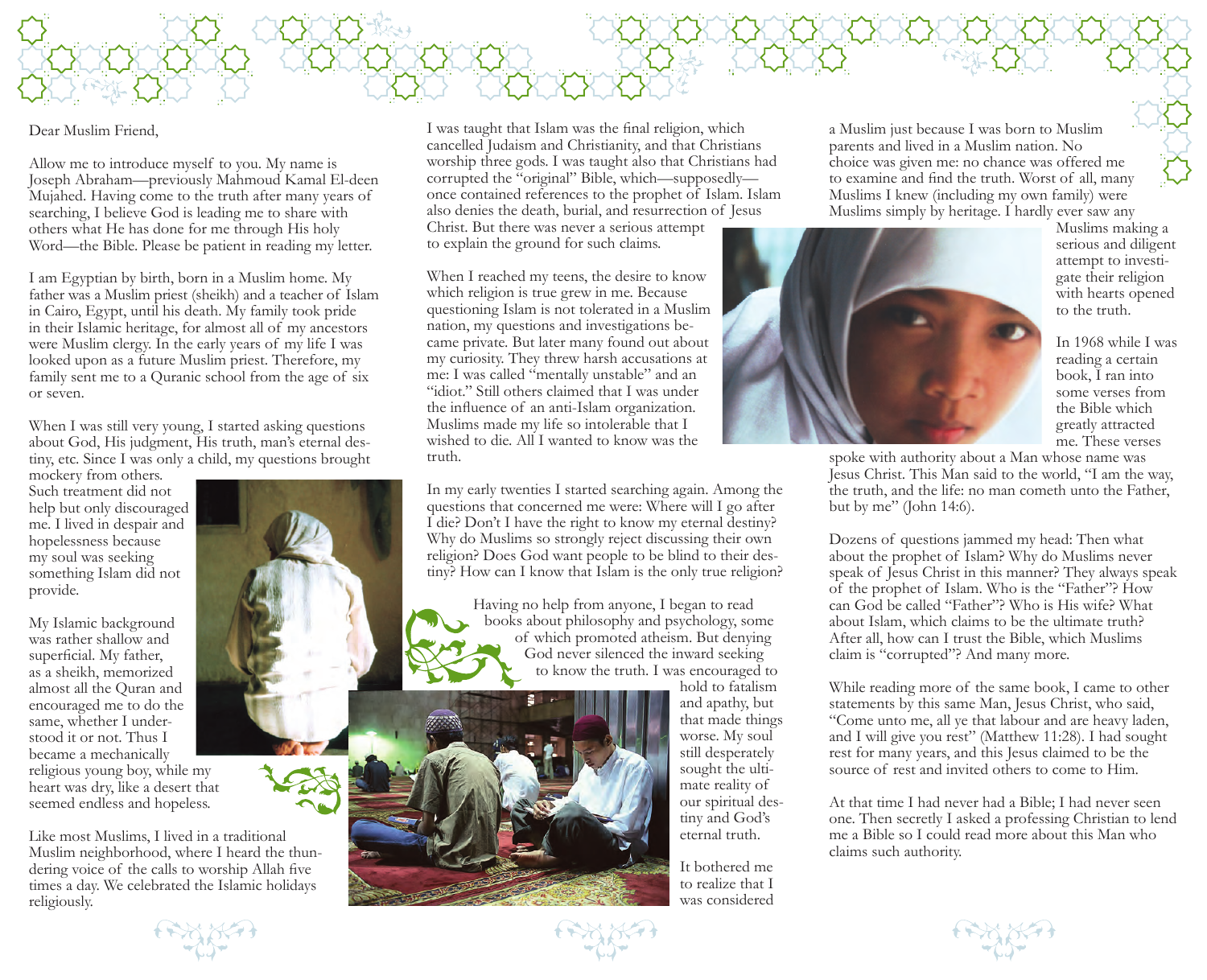Dear Muslim Friend,

Allow me to introduce myself to you. My name is Joseph Abraham—previously Mahmoud Kamal El-deen Mujahed. Having come to the truth after many years of searching, I believe God is leading me to share with others what He has done for me through His holy Word—the Bible. Please be patient in reading my letter.

I am Egyptian by birth, born in a Muslim home. My father was a Muslim priest (sheikh) and a teacher of Islam in Cairo, Egypt, until his death. My family took pride in their Islamic heritage, for almost all of my ancestors were Muslim clergy. In the early years of my life I was looked upon as a future Muslim priest. Therefore, my family sent me to a Quranic school from the age of six or seven.

When I was still very young, I started asking questions about God, His judgment, His truth, man's eternal destiny, etc. Since I was only a child, my questions brought mockery from others. Such treatment did not help but only discouraged me. I lived in despair and hopelessness because my soul was seeking something Islam did not provide.

My Islamic background was rather shallow and superficial. My father, as a sheikh, memorized almost all the Quran and encouraged me to do the same, whether I understood it or not. Thus I became a mechanically religious young boy, while my heart was dry, like a desert that seemed endless and hopeless.

Like most Muslims, I lived in a traditional Muslim neighborhood, where I heard the thundering voice of the calls to worship Allah five times a day. We celebrated the Islamic holidays religiously.

I was taught that Islam was the final religion, which cancelled Judaism and Christianity, and that Christians worship three gods. I was taught also that Christians had corrupted the "original" Bible, which—supposedly—once contained references to the prophet of Islam. Islam also denies the death, burial, and resurrection of Jesus Christ. But there was never a serious attempt to explain the ground for such claims.

When I reached my teens, the desire to know which religion is true grew in me. Because questioning Islam is not tolerated in a Muslim nation, my questions and investigations became private. But later many found out about my curiosity. They threw harsh accusations at me: I was called "mentally unstable" and an "idiot." Still others claimed that I was under the influence of an anti-Islam organization. Muslims made my life so intolerable that I wished to die. All I wanted to know was the truth.

In my early twenties I started searching again. Among the questions that concerned me were: Where will I go after I die? Don't I have the right to know my eternal destiny? Why do Muslims so strongly reject discussing their own religion? Does God want people to be blind to their destiny? How can I know that Islam is the only true religion?

Having no help from anyone, I began to read books about philosophy and psychology, some of which promoted atheism. But denying God never silenced the inward seeking to know the truth. I was encouraged to hold to fatalism and apathy, but that made things worse. My soul still desperately sought the ultimate reality of our spiritual destiny and God's eternal truth.

It bothered me to realize that I was considered a Muslim just because I was born to Muslim parents and lived in a Muslim nation. No choice was given me: no chance was offered me to examine and find the truth. Worst of all, many Muslims I knew (including my own family) were Muslims simply by heritage. I hardly ever saw any Muslims making a serious and diligent attempt to investigate their religion with hearts opened to the truth.

In 1968 while I was reading a certain book, I ran into some verses from the Bible which greatly attracted me. These verses spoke with authority about a Man whose name was Jesus Christ. This Man said to the world, "I am the way, the truth, and the life: no man cometh unto the Father, but by me" (John 14:6).

Dozens of questions jammed my head: Then what about the prophet of Islam? Why do Muslims never speak of Jesus Christ in this manner? They always speak of the prophet of Islam. Who is the "Father"? How can God be called "Father"? Who is His wife? What about Islam, which claims to be the ultimate truth? After all, how can I trust the Bible, which Muslims claim is "corrupted"? And many more.

While reading more of the same book, I came to other statements by this same Man, Jesus Christ, who said, "Come unto me, all ye that labour and are heavy laden, and I will give you rest" (Matthew 11:28). I had sought rest for many years, and this Jesus claimed to be the source of rest and invited others to come to Him.

At that time I had never had a Bible; I had never seen one. Then secretly I asked a professing Christian to lend me a Bible so I could read more about this Man who claims such authority.